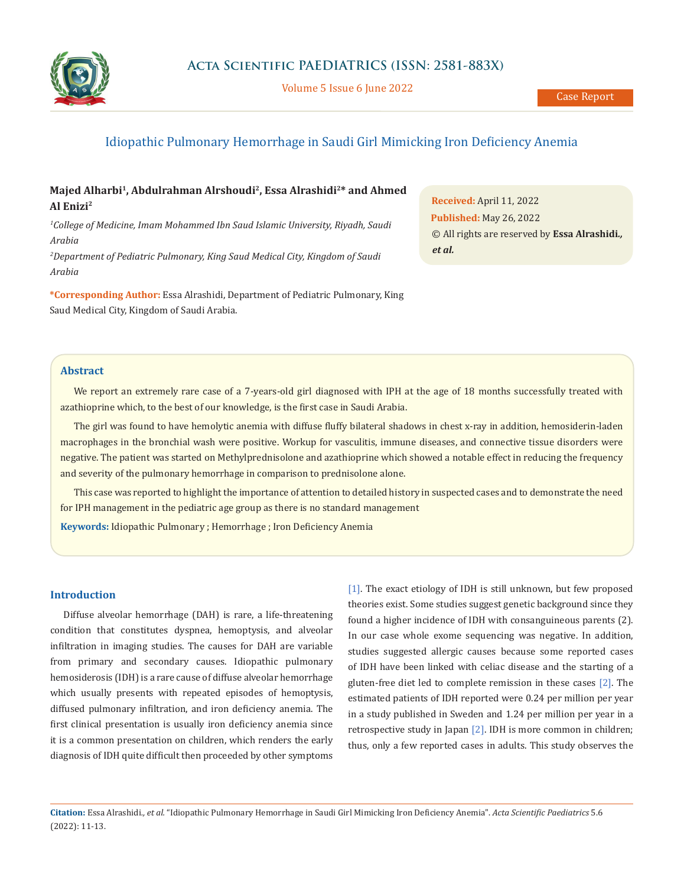# Idiopathic Pulmonary Hemorrhage in Saudi Girl Mimicking Iron Deficiency Anemia

**Majed Alharbi[1], Abdulrahman Alrshoudi[2], Essa Alrashidi[2]* and Ahmed Al Enizi[2]**

[1] *College of Medicine, Imam Mohammed Ibn Saud Islamic University, Riyadh, Saudi Arabia*

[2] *Department of Pediatric Pulmonary, King Saud Medical City, Kingdom of Saudi Arabia*

***Corresponding Author:** Essa Alrashidi, Department of Pediatric Pulmonary, King Saud Medical City, Kingdom of Saudi Arabia.

**Received:** April 11, 2022
**Published:** May 26, 2022
© All rights are reserved by **Essa Alrashidi., *et al.***

## Abstract

We report an extremely rare case of a 7-years-old girl diagnosed with IPH at the age of 18 months successfully treated with azathioprine which, to the best of our knowledge, is the first case in Saudi Arabia.

The girl was found to have hemolytic anemia with diffuse fluffy bilateral shadows in chest x-ray in addition, hemosiderin-laden macrophages in the bronchial wash were positive. Workup for vasculitis, immune diseases, and connective tissue disorders were negative. The patient was started on Methylprednisolone and azathioprine which showed a notable effect in reducing the frequency and severity of the pulmonary hemorrhage in comparison to prednisolone alone.

This case was reported to highlight the importance of attention to detailed history in suspected cases and to demonstrate the need for IPH management in the pediatric age group as there is no standard management

**Keywords:** Idiopathic Pulmonary ; Hemorrhage ; Iron Deficiency Anemia

## Introduction

Diffuse alveolar hemorrhage (DAH) is rare, a life-threatening condition that constitutes dyspnea, hemoptysis, and alveolar infiltration in imaging studies. The causes for DAH are variable from primary and secondary causes. Idiopathic pulmonary hemosiderosis (IDH) is a rare cause of diffuse alveolar hemorrhage which usually presents with repeated episodes of hemoptysis, diffused pulmonary infiltration, and iron deficiency anemia. The first clinical presentation is usually iron deficiency anemia since it is a common presentation on children, which renders the early diagnosis of IDH quite difficult then proceeded by other symptoms [1]. The exact etiology of IDH is still unknown, but few proposed theories exist. Some studies suggest genetic background since they found a higher incidence of IDH with consanguineous parents (2). In our case whole exome sequencing was negative. In addition, studies suggested allergic causes because some reported cases of IDH have been linked with celiac disease and the starting of a gluten-free diet led to complete remission in these cases [2]. The estimated patients of IDH reported were 0.24 per million per year in a study published in Sweden and 1.24 per million per year in a retrospective study in Japan [2]. IDH is more common in children; thus, only a few reported cases in adults. This study observes the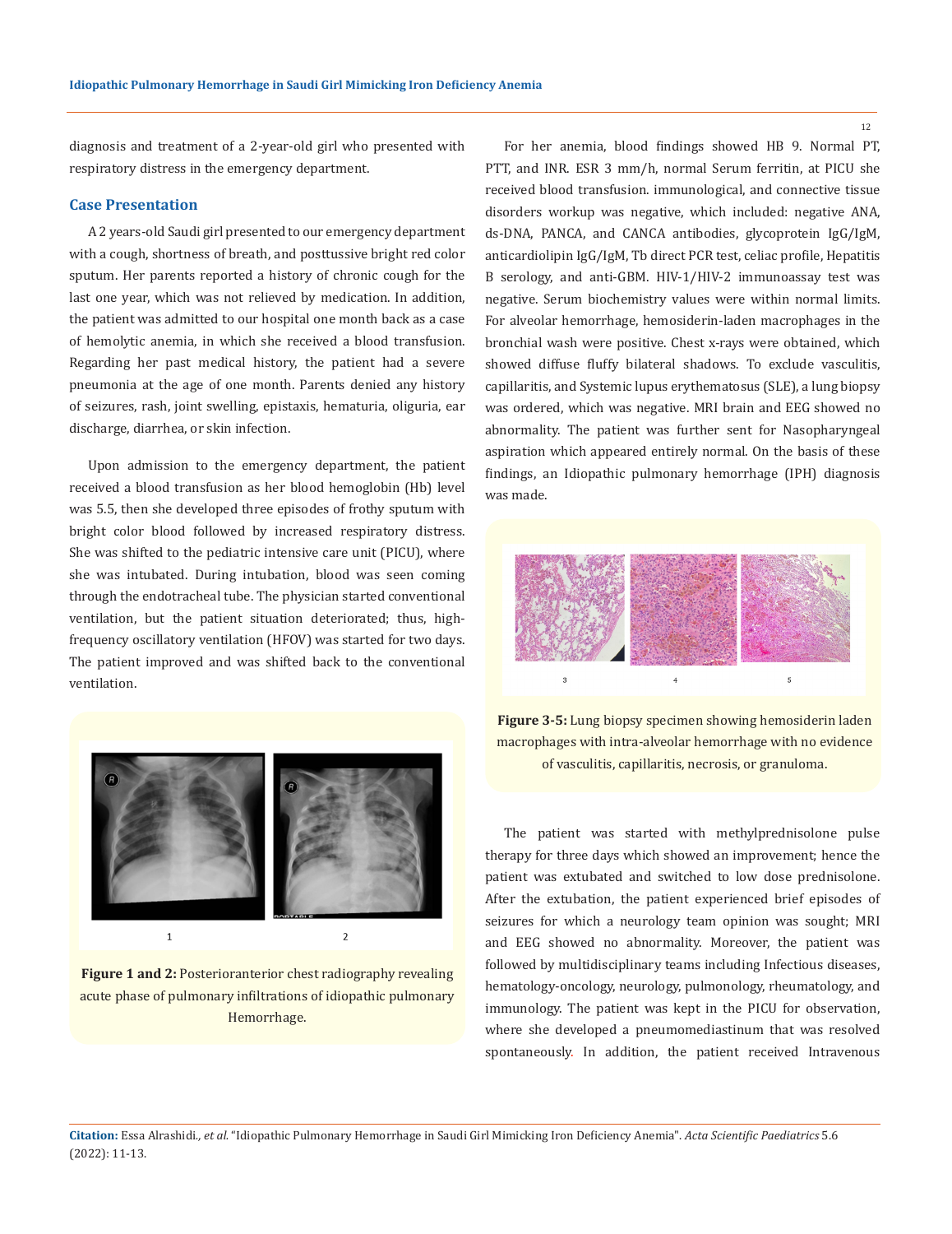diagnosis and treatment of a 2-year-old girl who presented with respiratory distress in the emergency department.

## Case Presentation

A 2 years-old Saudi girl presented to our emergency department with a cough, shortness of breath, and posttussive bright red color sputum. Her parents reported a history of chronic cough for the last one year, which was not relieved by medication. In addition, the patient was admitted to our hospital one month back as a case of hemolytic anemia, in which she received a blood transfusion. Regarding her past medical history, the patient had a severe pneumonia at the age of one month. Parents denied any history of seizures, rash, joint swelling, epistaxis, hematuria, oliguria, ear discharge, diarrhea, or skin infection.

Upon admission to the emergency department, the patient received a blood transfusion as her blood hemoglobin (Hb) level was 5.5, then she developed three episodes of frothy sputum with bright color blood followed by increased respiratory distress. She was shifted to the pediatric intensive care unit (PICU), where she was intubated. During intubation, blood was seen coming through the endotracheal tube. The physician started conventional ventilation, but the patient situation deteriorated; thus, high-frequency oscillatory ventilation (HFOV) was started for two days. The patient improved and was shifted back to the conventional ventilation.

**Figure 1 and 2:** Posterioranterior chest radiography revealing acute phase of pulmonary infiltrations of idiopathic pulmonary Hemorrhage.

For her anemia, blood findings showed HB 9. Normal PT, PTT, and INR. ESR 3 mm/h, normal Serum ferritin, at PICU she received blood transfusion. immunological, and connective tissue disorders workup was negative, which included: negative ANA, ds-DNA, PANCA, and CANCA antibodies, glycoprotein IgG/IgM, anticardiolipin IgG/IgM, Tb direct PCR test, celiac profile, Hepatitis B serology, and anti-GBM. HIV-1/HIV-2 immunoassay test was negative. Serum biochemistry values were within normal limits. For alveolar hemorrhage, hemosiderin-laden macrophages in the bronchial wash were positive. Chest x-rays were obtained, which showed diffuse fluffy bilateral shadows. To exclude vasculitis, capillaritis, and Systemic lupus erythematosus (SLE), a lung biopsy was ordered, which was negative. MRI brain and EEG showed no abnormality. The patient was further sent for Nasopharyngeal aspiration which appeared entirely normal. On the basis of these findings, an Idiopathic pulmonary hemorrhage (IPH) diagnosis was made.

**Figure 3-5:** Lung biopsy specimen showing hemosiderin laden macrophages with intra-alveolar hemorrhage with no evidence of vasculitis, capillaritis, necrosis, or granuloma.

The patient was started with methylprednisolone pulse therapy for three days which showed an improvement; hence the patient was extubated and switched to low dose prednisolone. After the extubation, the patient experienced brief episodes of seizures for which a neurology team opinion was sought; MRI and EEG showed no abnormality. Moreover, the patient was followed by multidisciplinary teams including Infectious diseases, hematology-oncology, neurology, pulmonology, rheumatology, and immunology. The patient was kept in the PICU for observation, where she developed a pneumomediastinum that was resolved spontaneously. In addition, the patient received Intravenous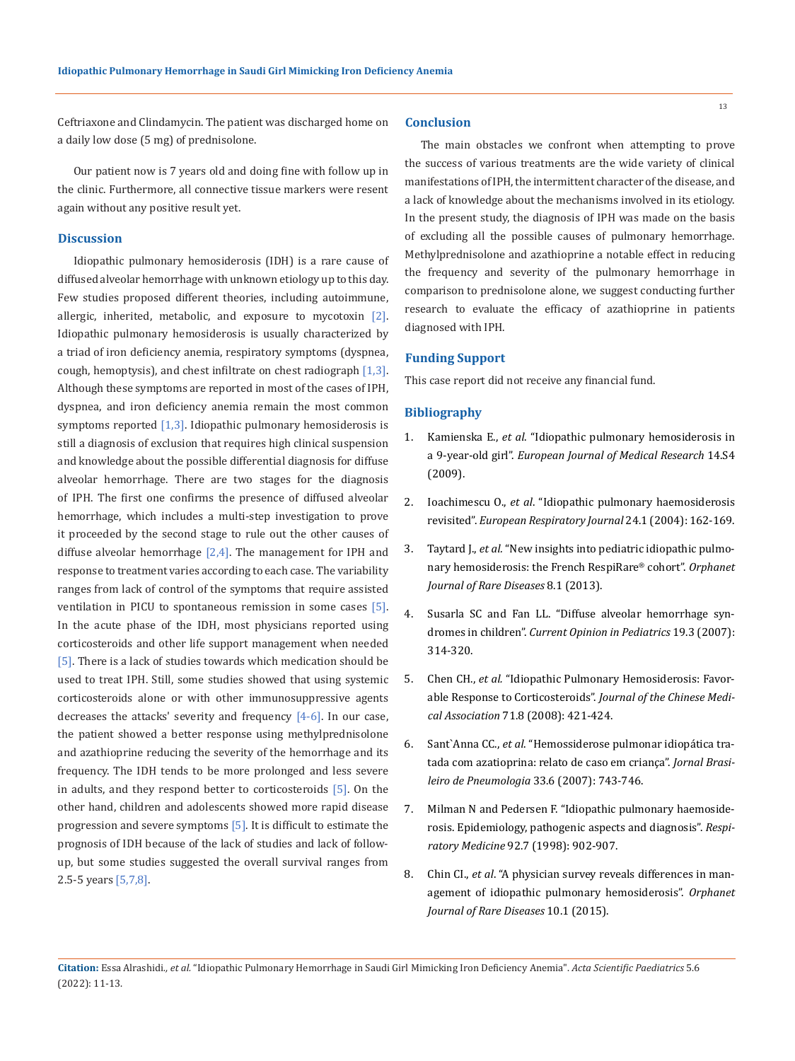Ceftriaxone and Clindamycin. The patient was discharged home on a daily low dose (5 mg) of prednisolone.

Our patient now is 7 years old and doing fine with follow up in the clinic. Furthermore, all connective tissue markers were resent again without any positive result yet.

## Discussion

Idiopathic pulmonary hemosiderosis (IDH) is a rare cause of diffused alveolar hemorrhage with unknown etiology up to this day. Few studies proposed different theories, including autoimmune, allergic, inherited, metabolic, and exposure to mycotoxin [2]. Idiopathic pulmonary hemosiderosis is usually characterized by a triad of iron deficiency anemia, respiratory symptoms (dyspnea, cough, hemoptysis), and chest infiltrate on chest radiograph [1,3]. Although these symptoms are reported in most of the cases of IPH, dyspnea, and iron deficiency anemia remain the most common symptoms reported [1,3]. Idiopathic pulmonary hemosiderosis is still a diagnosis of exclusion that requires high clinical suspension and knowledge about the possible differential diagnosis for diffuse alveolar hemorrhage. There are two stages for the diagnosis of IPH. The first one confirms the presence of diffused alveolar hemorrhage, which includes a multi-step investigation to prove it proceeded by the second stage to rule out the other causes of diffuse alveolar hemorrhage [2,4]. The management for IPH and response to treatment varies according to each case. The variability ranges from lack of control of the symptoms that require assisted ventilation in PICU to spontaneous remission in some cases [5]. In the acute phase of the IDH, most physicians reported using corticosteroids and other life support management when needed [5]. There is a lack of studies towards which medication should be used to treat IPH. Still, some studies showed that using systemic corticosteroids alone or with other immunosuppressive agents decreases the attacks' severity and frequency [4-6]. In our case, the patient showed a better response using methylprednisolone and azathioprine reducing the severity of the hemorrhage and its frequency. The IDH tends to be more prolonged and less severe in adults, and they respond better to corticosteroids [5]. On the other hand, children and adolescents showed more rapid disease progression and severe symptoms [5]. It is difficult to estimate the prognosis of IDH because of the lack of studies and lack of follow-up, but some studies suggested the overall survival ranges from 2.5-5 years [5,7,8].

## Conclusion

The main obstacles we confront when attempting to prove the success of various treatments are the wide variety of clinical manifestations of IPH, the intermittent character of the disease, and a lack of knowledge about the mechanisms involved in its etiology. In the present study, the diagnosis of IPH was made on the basis of excluding all the possible causes of pulmonary hemorrhage. Methylprednisolone and azathioprine a notable effect in reducing the frequency and severity of the pulmonary hemorrhage in comparison to prednisolone alone, we suggest conducting further research to evaluate the efficacy of azathioprine in patients diagnosed with IPH.

## Funding Support

This case report did not receive any financial fund.

## Bibliography

1. Kamienska E., *et al*. "Idiopathic pulmonary hemosiderosis in a 9-year-old girl". *European Journal of Medical Research* 14.S4 (2009).
2. Ioachimescu O., *et al*. "Idiopathic pulmonary haemosiderosis revisited". *European Respiratory Journal* 24.1 (2004): 162-169.
3. Taytard J., *et al.* "New insights into pediatric idiopathic pulmonary hemosiderosis: the French RespiRare® cohort". *Orphanet Journal of Rare Diseases* 8.1 (2013).
4. Susarla SC and Fan LL. "Diffuse alveolar hemorrhage syndromes in children". *Current Opinion in Pediatrics* 19.3 (2007): 314-320.
5. Chen CH., *et al.* "Idiopathic Pulmonary Hemosiderosis: Favorable Response to Corticosteroids". *Journal of the Chinese Medical Association* 71.8 (2008): 421-424.
6. Sant`Anna CC., *et al*. "Hemossiderose pulmonar idiopática tratada com azatioprina: relato de caso em criança". *Jornal Brasileiro de Pneumologia* 33.6 (2007): 743-746.
7. Milman N and Pedersen F. "Idiopathic pulmonary haemosiderosis. Epidemiology, pathogenic aspects and diagnosis". *Respiratory Medicine* 92.7 (1998): 902-907.
8. Chin CI., *et al*. "A physician survey reveals differences in management of idiopathic pulmonary hemosiderosis". *Orphanet Journal of Rare Diseases* 10.1 (2015).